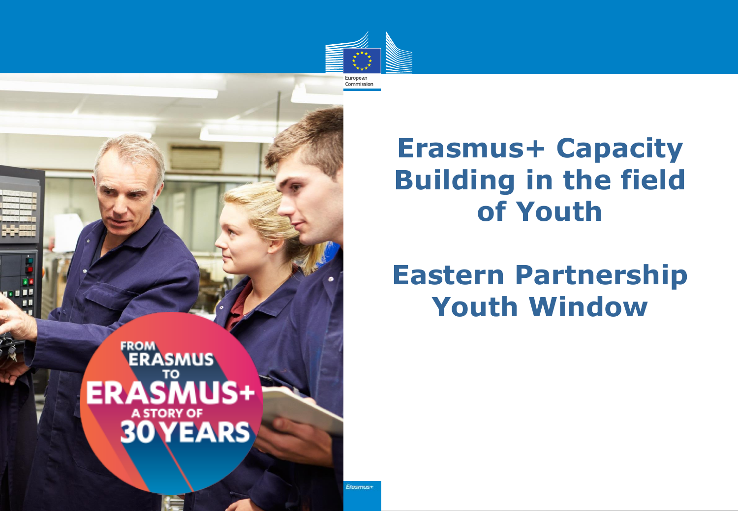# Erasmus+ Capacity Building in the field of Youth

## Eastern Partnership Youth Window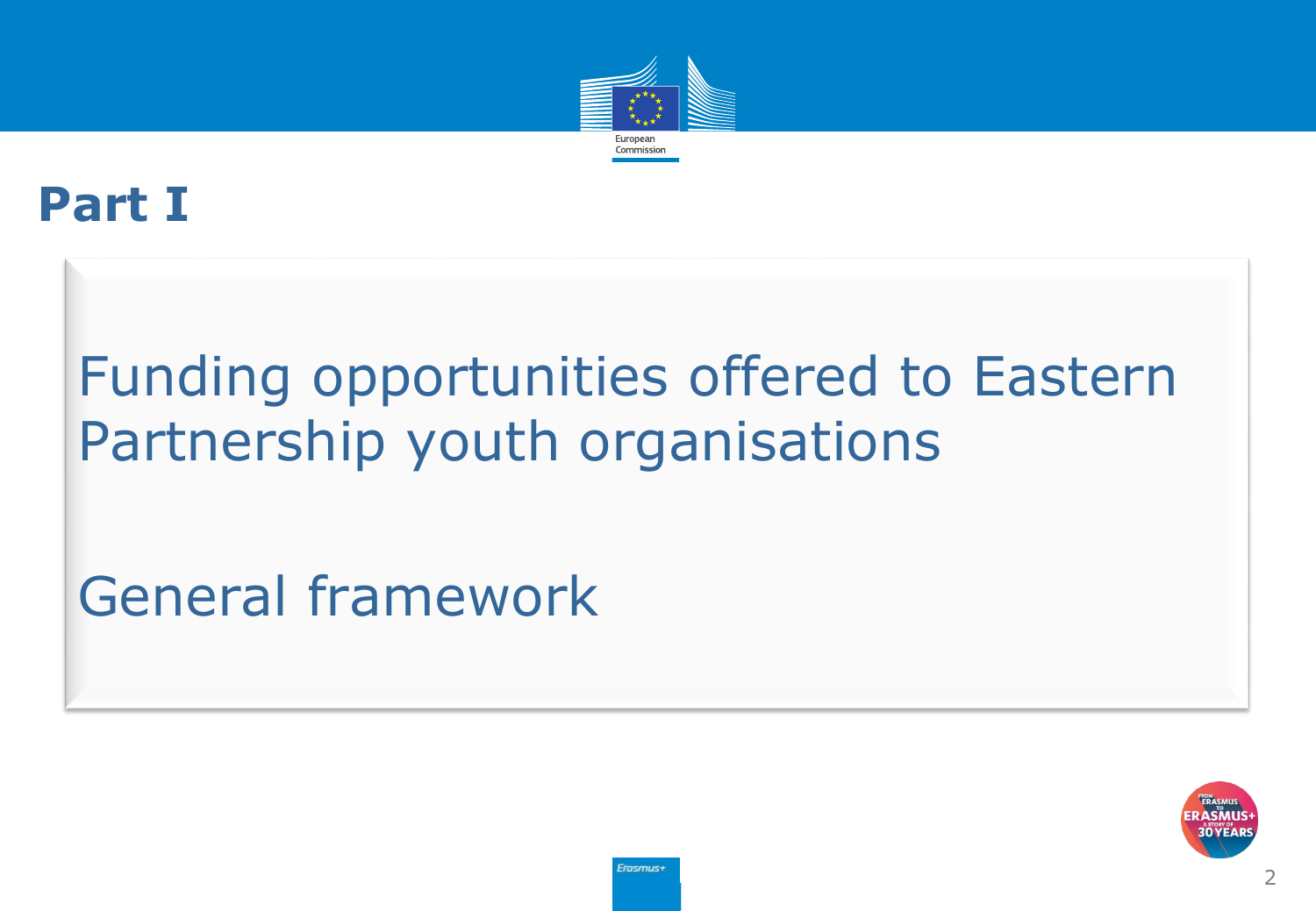# Part I

## Funding opportunities offered to Eastern Partnership youth organisations

## General framework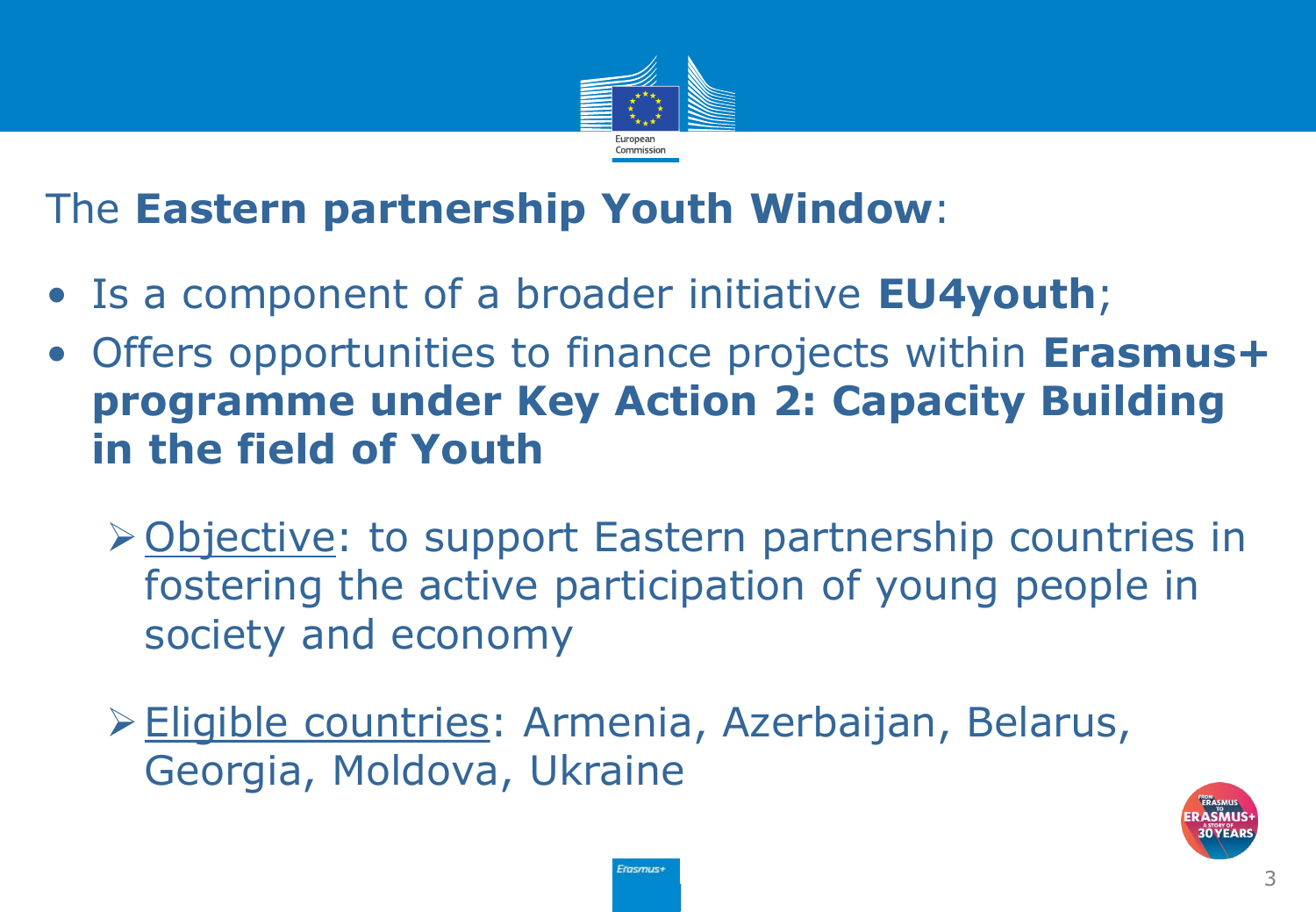## The **Eastern partnership Youth Window**:

- Is a component of a broader initiative **EU4youth**;
- Offers opportunities to finance projects within **Erasmus+ programme under Key Action 2: Capacity Building in the field of Youth**
  - Objective: to support Eastern partnership countries in fostering the active participation of young people in society and economy
  - Eligible countries: Armenia, Azerbaijan, Belarus, Georgia, Moldova, Ukraine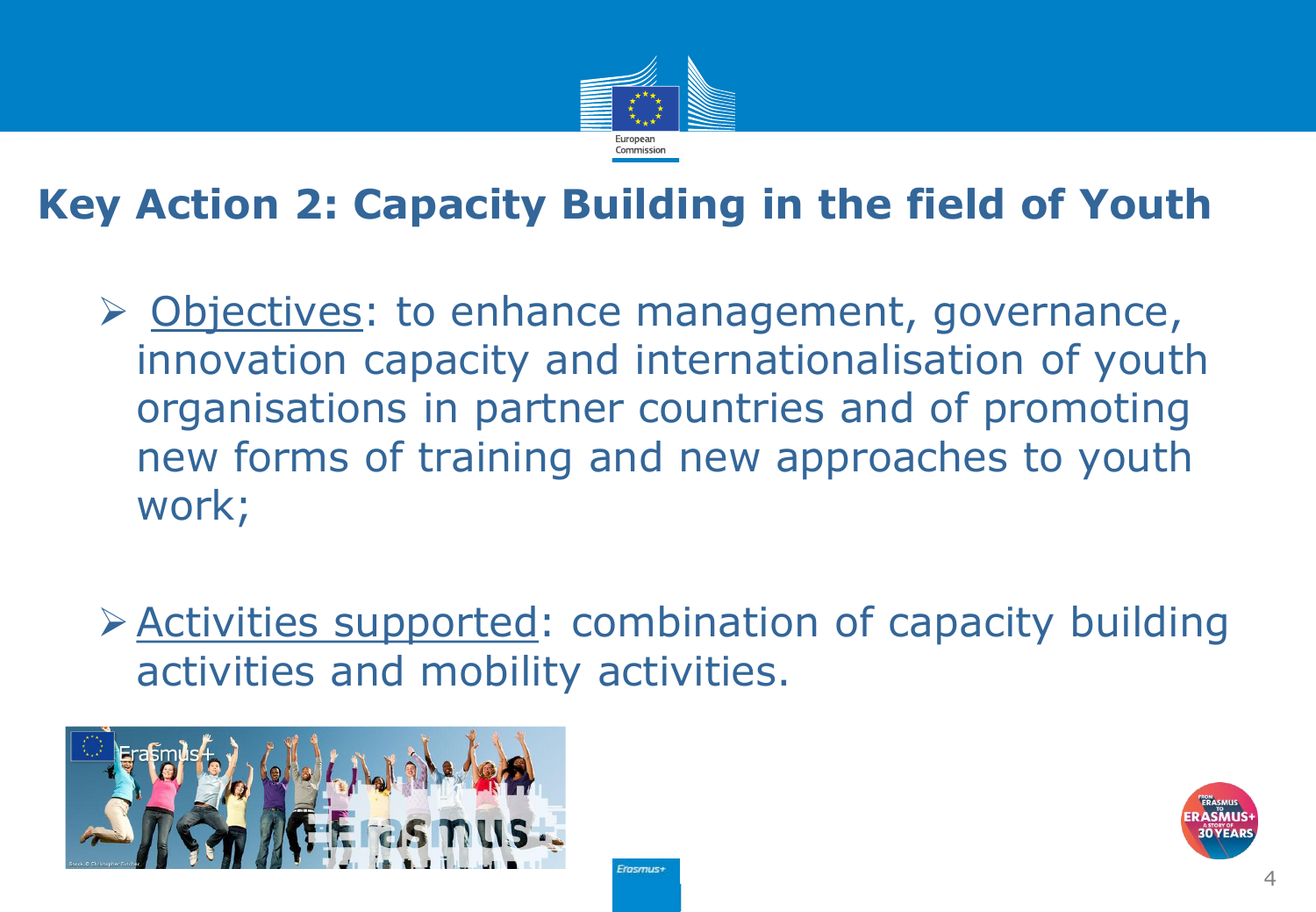# Key Action 2: Capacity Building in the field of Youth

- Objectives: to enhance management, governance, innovation capacity and internationalisation of youth organisations in partner countries and of promoting new forms of training and new approaches to youth work;

- Activities supported: combination of capacity building activities and mobility activities.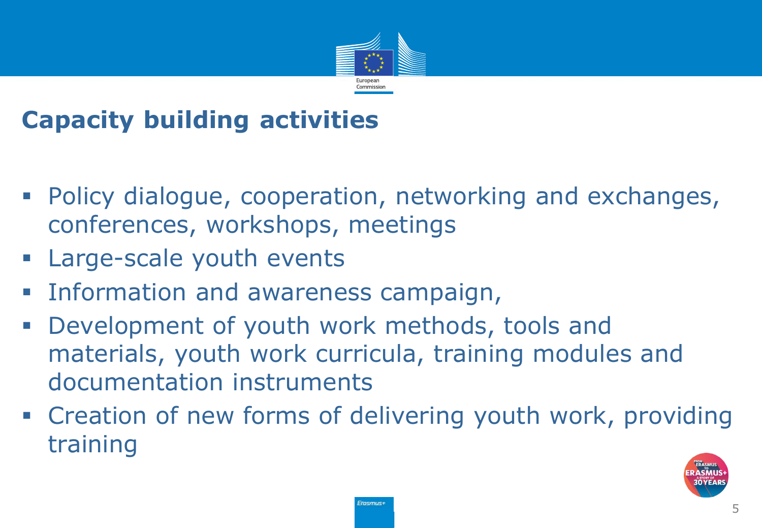# Capacity building activities

- Policy dialogue, cooperation, networking and exchanges, conferences, workshops, meetings
- Large-scale youth events
- Information and awareness campaign,
- Development of youth work methods, tools and materials, youth work curricula, training modules and documentation instruments
- Creation of new forms of delivering youth work, providing training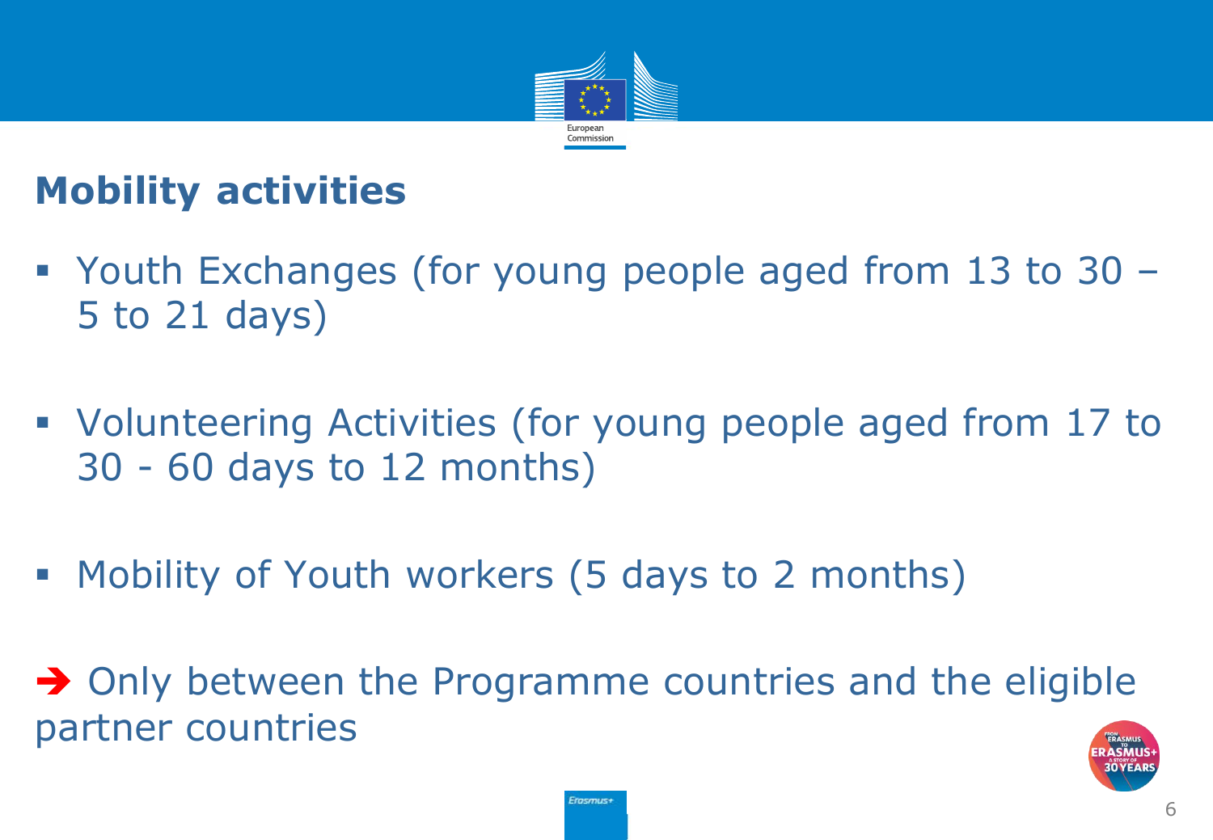## Mobility activities

- Youth Exchanges (for young people aged from 13 to 30 – 5 to 21 days)
- Volunteering Activities (for young people aged from 17 to 30 - 60 days to 12 months)
- Mobility of Youth workers (5 days to 2 months)

→ Only between the Programme countries and the eligible partner countries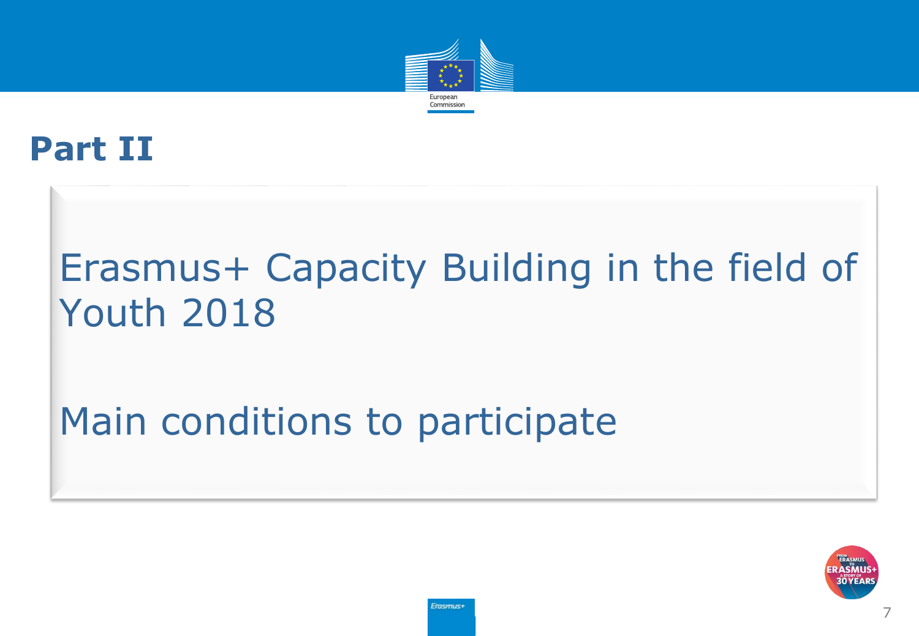# Part II

## Erasmus+ Capacity Building in the field of Youth 2018

## Main conditions to participate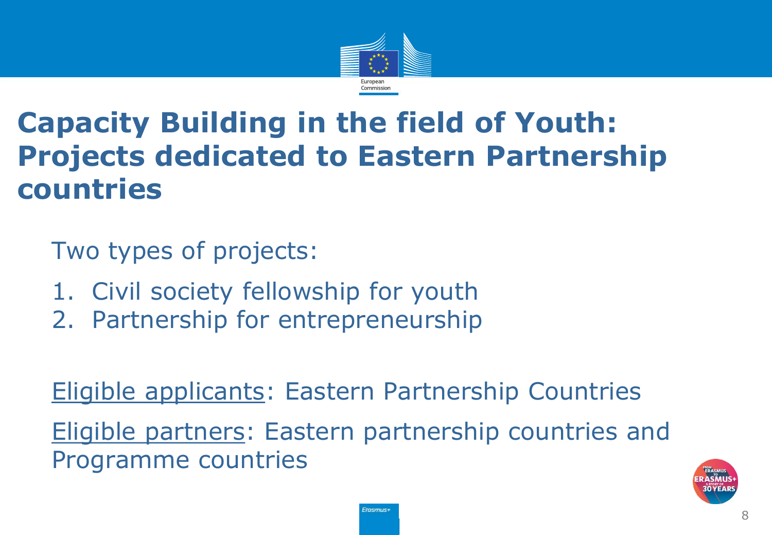# Capacity Building in the field of Youth: Projects dedicated to Eastern Partnership countries

Two types of projects:

1. Civil society fellowship for youth
2. Partnership for entrepreneurship

Eligible applicants: Eastern Partnership Countries

Eligible partners: Eastern partnership countries and Programme countries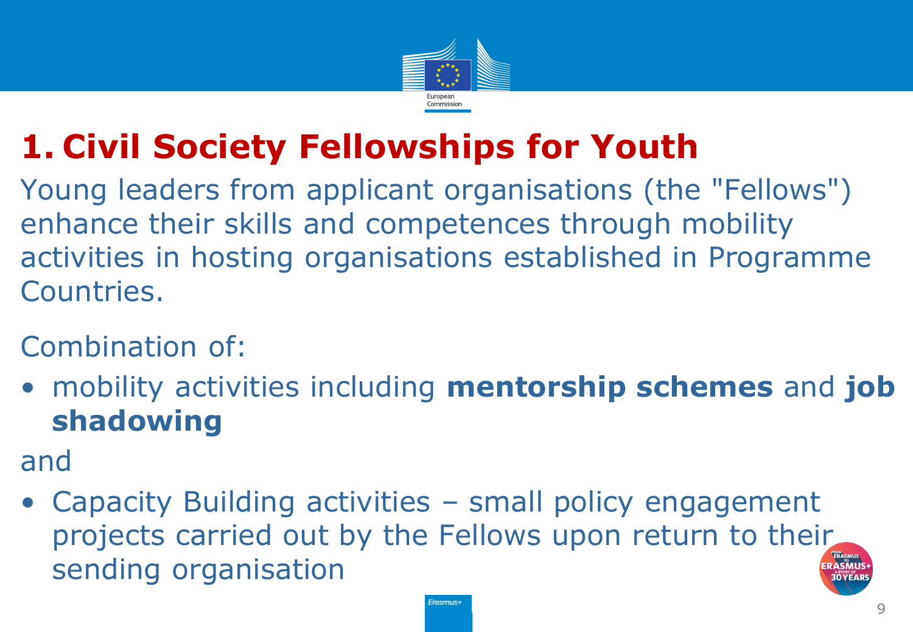# 1. Civil Society Fellowships for Youth

Young leaders from applicant organisations (the "Fellows") enhance their skills and competences through mobility activities in hosting organisations established in Programme Countries.

Combination of:

- mobility activities including **mentorship schemes** and **job shadowing**

and

- Capacity Building activities – small policy engagement projects carried out by the Fellows upon return to their sending organisation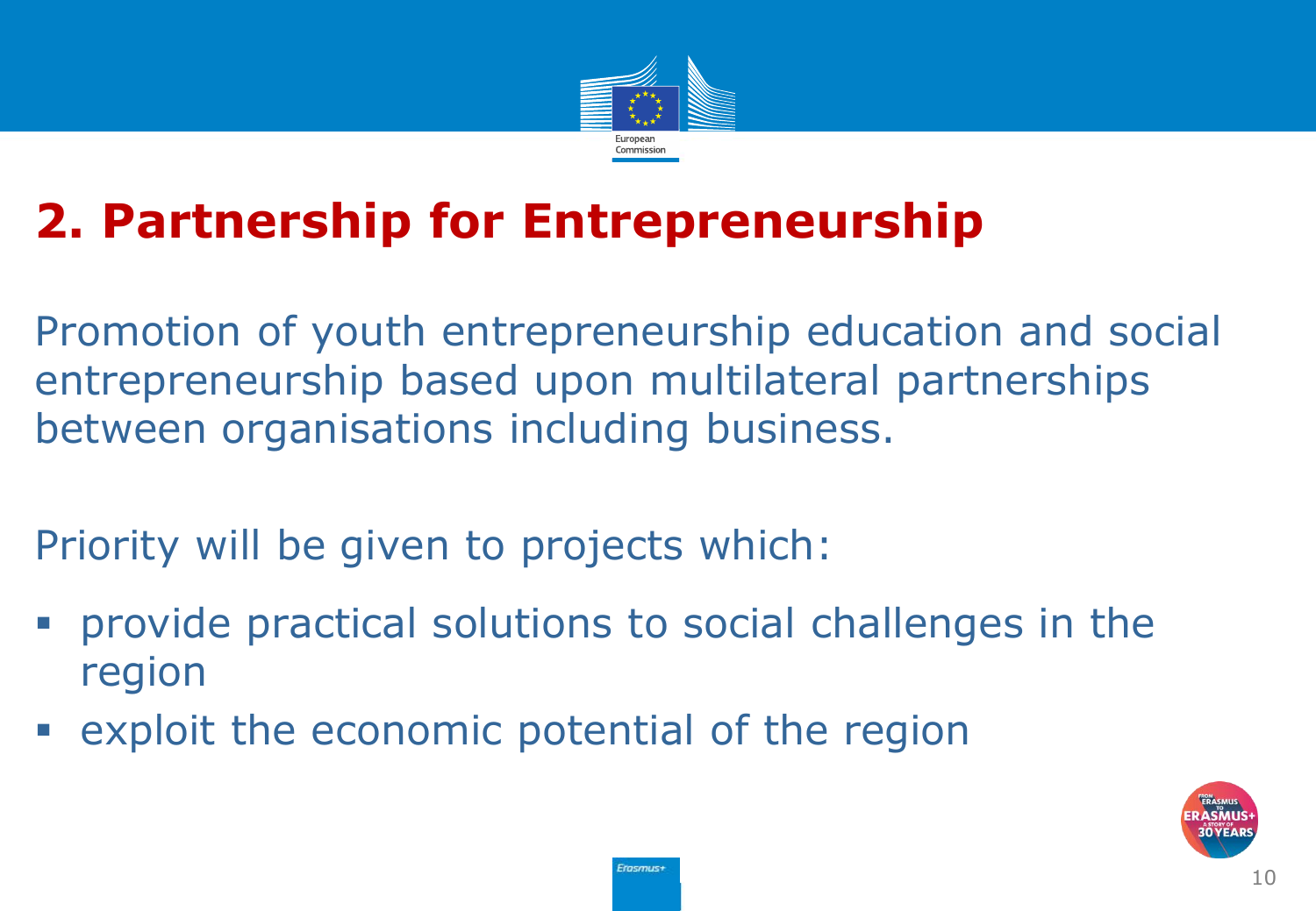## 2. Partnership for Entrepreneurship

Promotion of youth entrepreneurship education and social entrepreneurship based upon multilateral partnerships between organisations including business.

Priority will be given to projects which:

- provide practical solutions to social challenges in the region
- exploit the economic potential of the region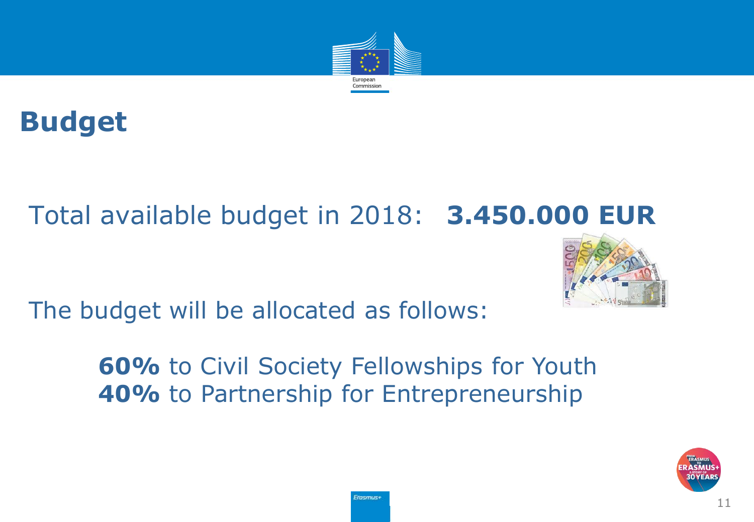# Budget

Total available budget in 2018: **3.450.000 EUR**

The budget will be allocated as follows:

**60%** to Civil Society Fellowships for Youth
**40%** to Partnership for Entrepreneurship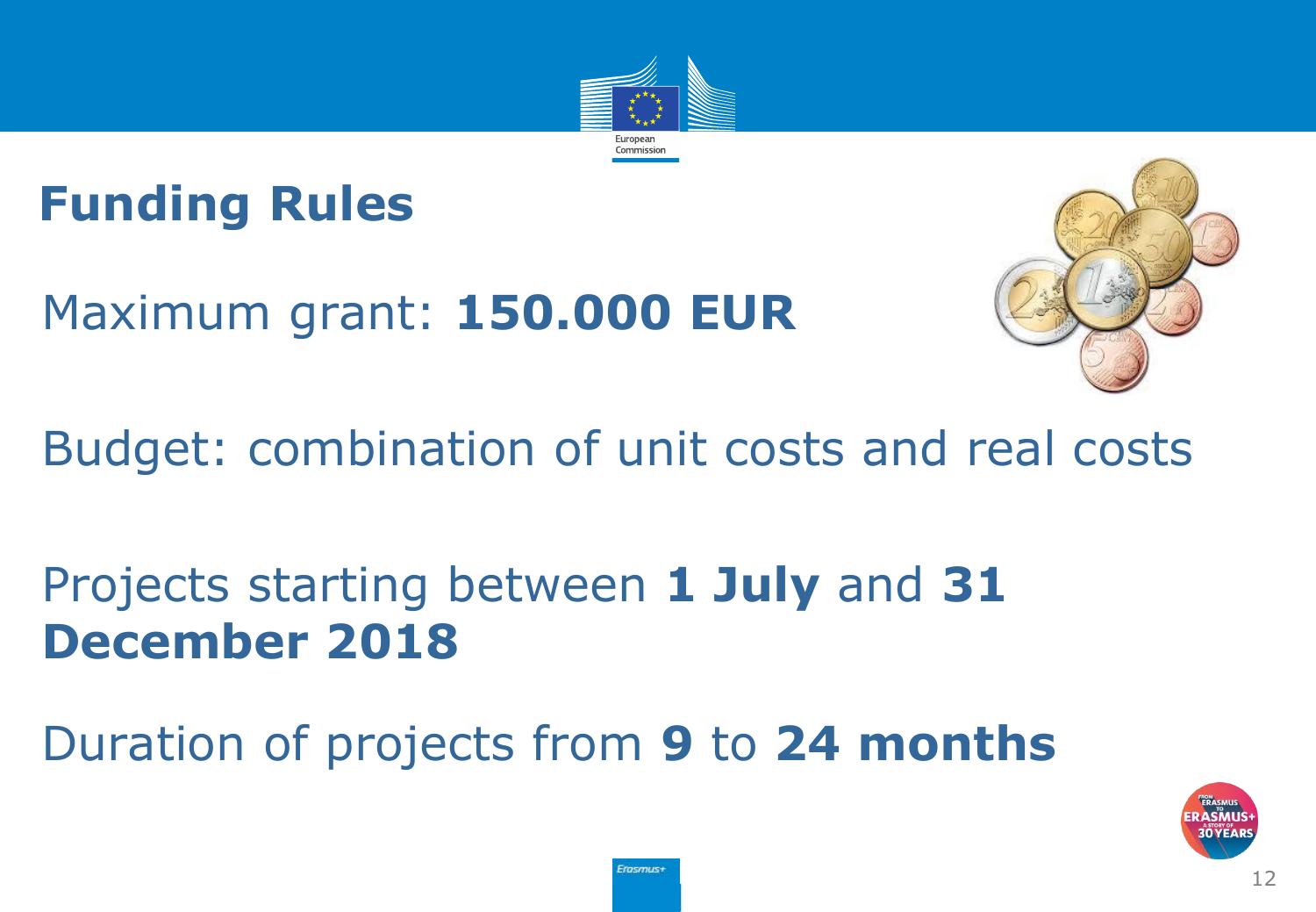# Funding Rules

Maximum grant: **150.000 EUR**

Budget: combination of unit costs and real costs

Projects starting between **1 July** and **31 December 2018**

Duration of projects from **9** to **24 months**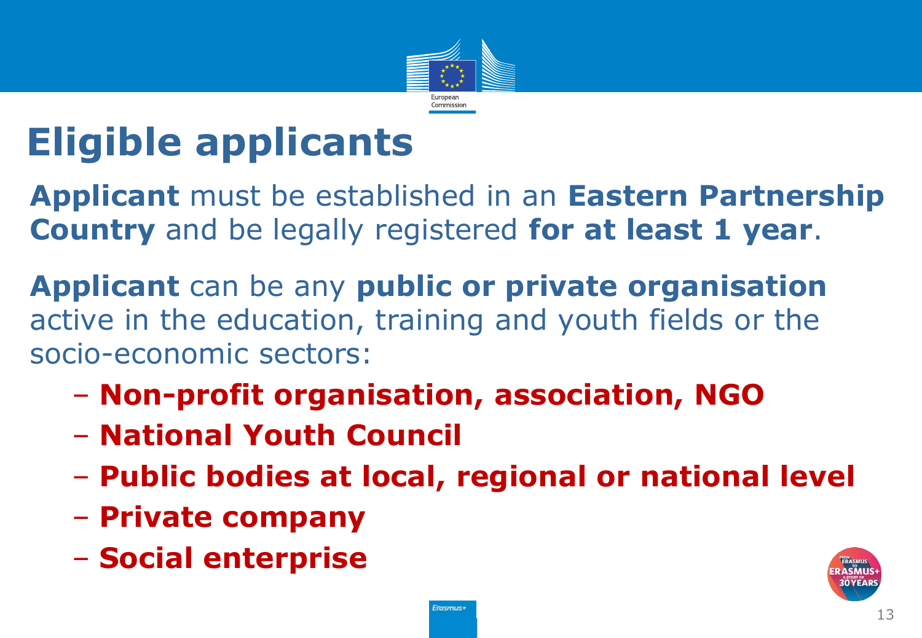# Eligible applicants

**Applicant** must be established in an **Eastern Partnership Country** and be legally registered **for at least 1 year**.

**Applicant** can be any **public or private organisation** active in the education, training and youth fields or the socio-economic sectors:

- **Non-profit organisation, association, NGO**
- **National Youth Council**
- **Public bodies at local, regional or national level**
- **Private company**
- **Social enterprise**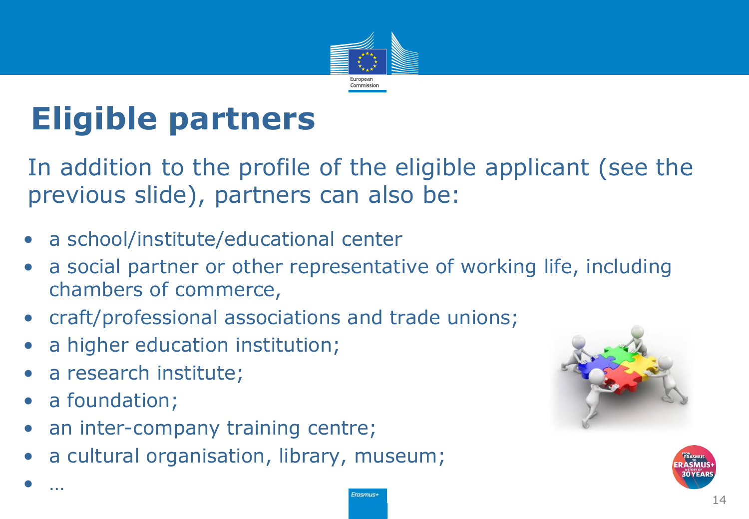# Eligible partners

In addition to the profile of the eligible applicant (see the previous slide), partners can also be:

- a school/institute/educational center
- a social partner or other representative of working life, including chambers of commerce,
- craft/professional associations and trade unions;
- a higher education institution;
- a research institute;
- a foundation;
- an inter-company training centre;
- a cultural organisation, library, museum;
- …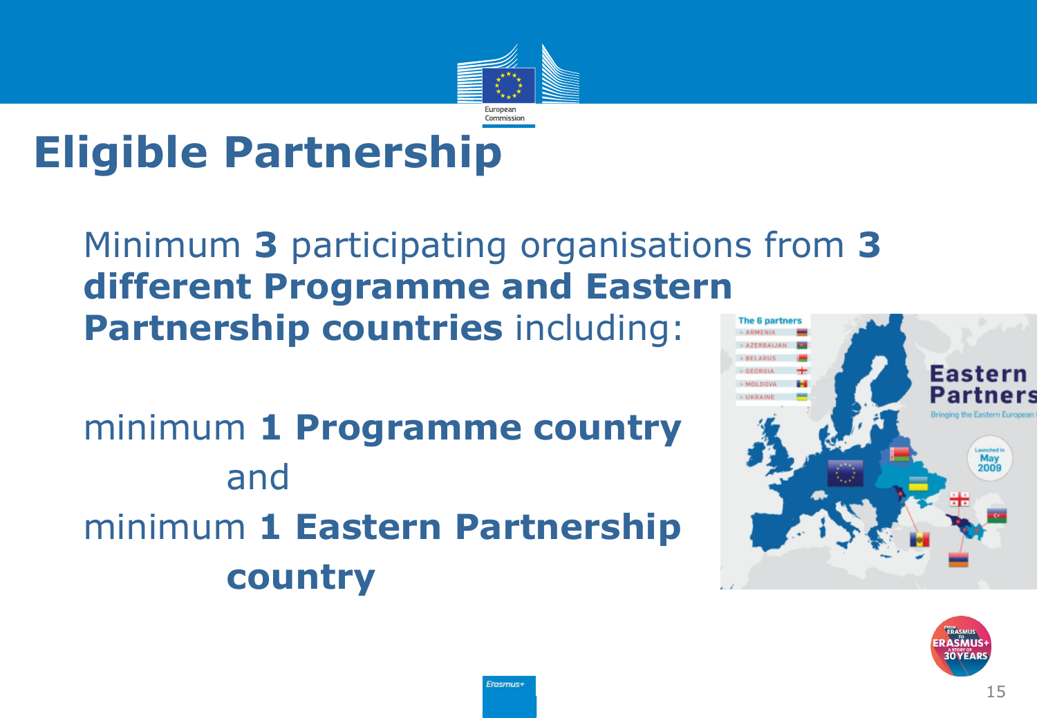# Eligible Partnership

Minimum **3** participating organisations from **3 different Programme and Eastern Partnership countries** including:

minimum **1 Programme country**

and

minimum **1 Eastern Partnership country**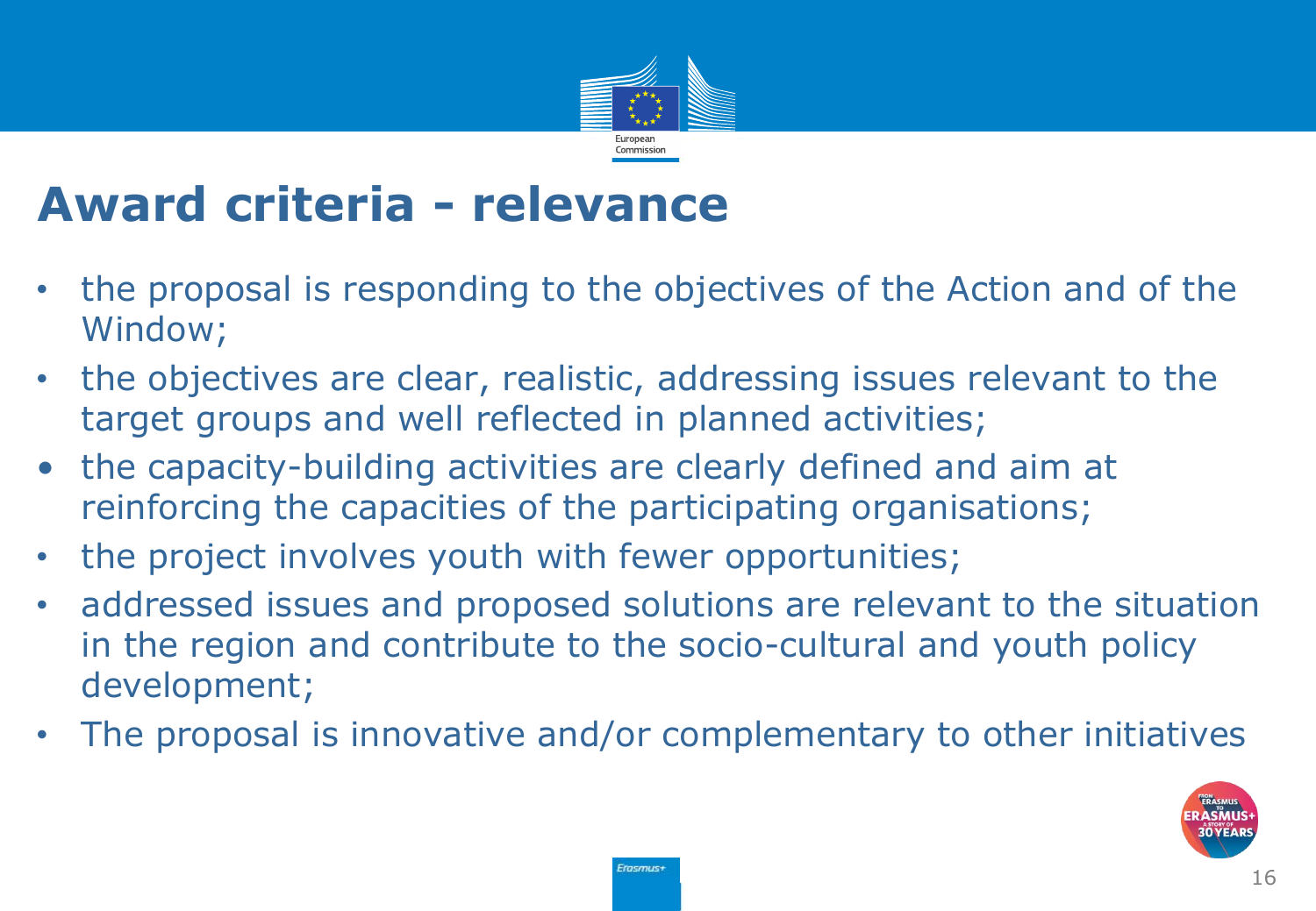# Award criteria - relevance

- the proposal is responding to the objectives of the Action and of the Window;
- the objectives are clear, realistic, addressing issues relevant to the target groups and well reflected in planned activities;
- the capacity-building activities are clearly defined and aim at reinforcing the capacities of the participating organisations;
- the project involves youth with fewer opportunities;
- addressed issues and proposed solutions are relevant to the situation in the region and contribute to the socio-cultural and youth policy development;
- The proposal is innovative and/or complementary to other initiatives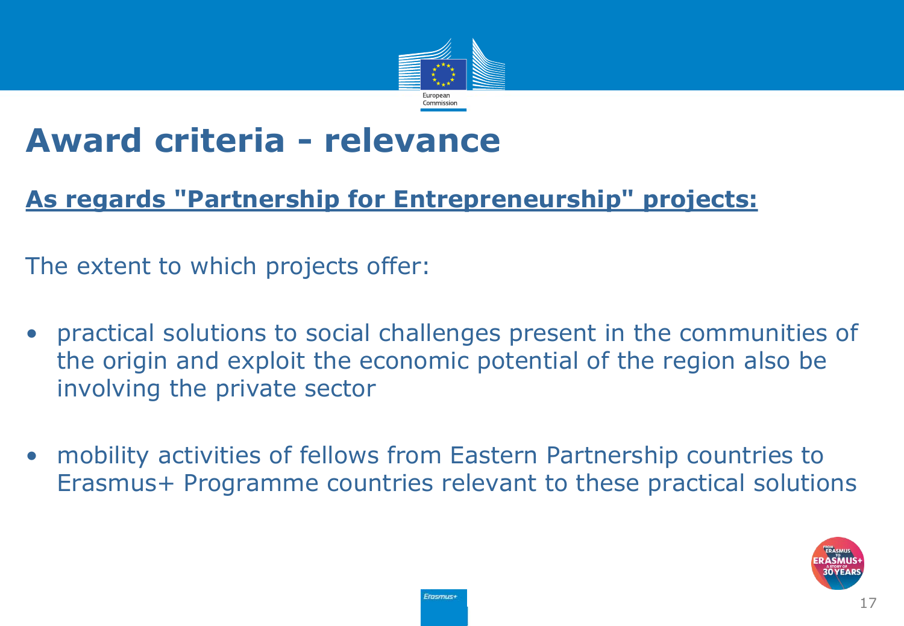# Award criteria - relevance

**As regards "Partnership for Entrepreneurship" projects:**

The extent to which projects offer:

- practical solutions to social challenges present in the communities of the origin and exploit the economic potential of the region also be involving the private sector
- mobility activities of fellows from Eastern Partnership countries to Erasmus+ Programme countries relevant to these practical solutions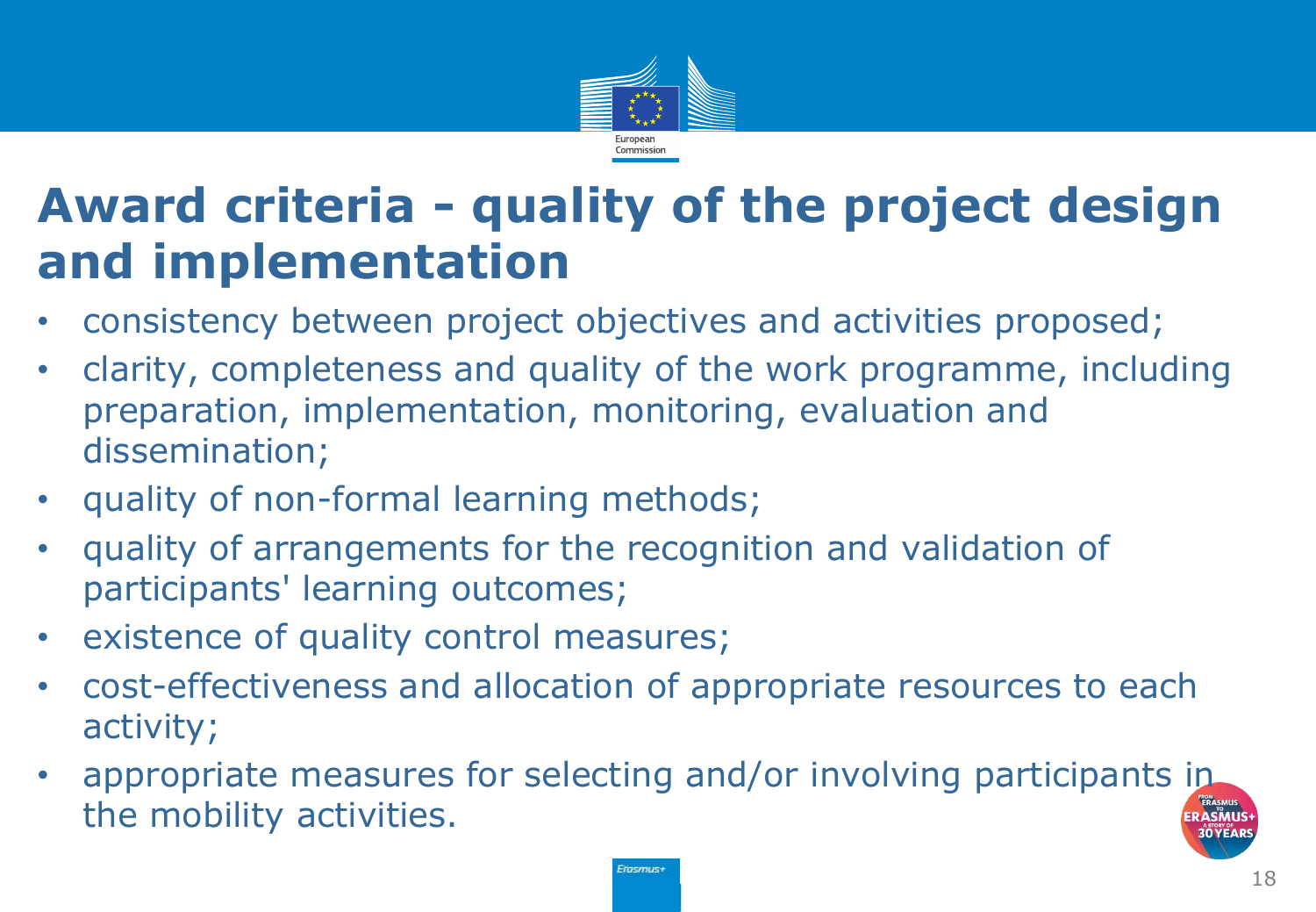# Award criteria - quality of the project design and implementation

- consistency between project objectives and activities proposed;
- clarity, completeness and quality of the work programme, including preparation, implementation, monitoring, evaluation and dissemination;
- quality of non-formal learning methods;
- quality of arrangements for the recognition and validation of participants' learning outcomes;
- existence of quality control measures;
- cost-effectiveness and allocation of appropriate resources to each activity;
- appropriate measures for selecting and/or involving participants in the mobility activities.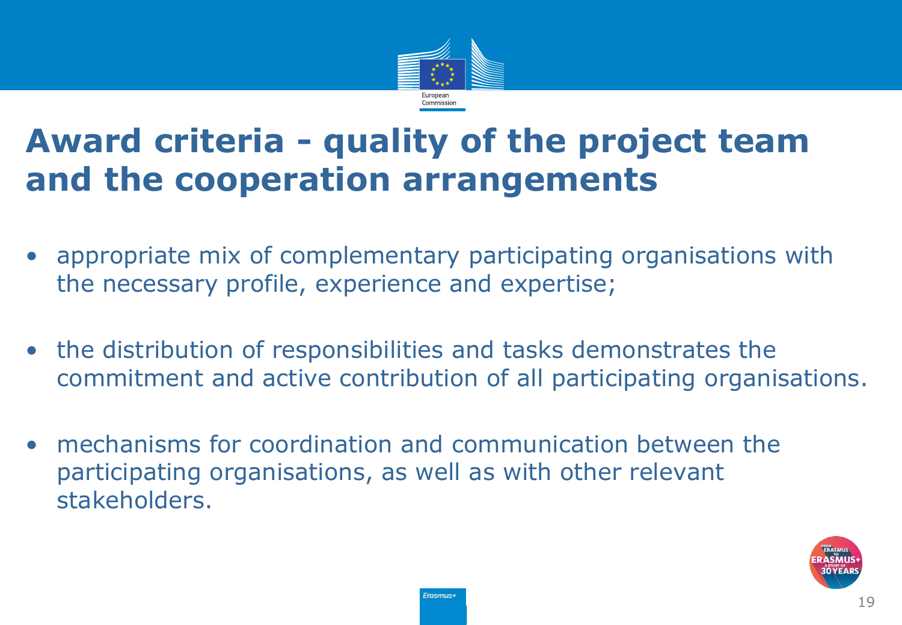# Award criteria - quality of the project team and the cooperation arrangements

- appropriate mix of complementary participating organisations with the necessary profile, experience and expertise;
- the distribution of responsibilities and tasks demonstrates the commitment and active contribution of all participating organisations.
- mechanisms for coordination and communication between the participating organisations, as well as with other relevant stakeholders.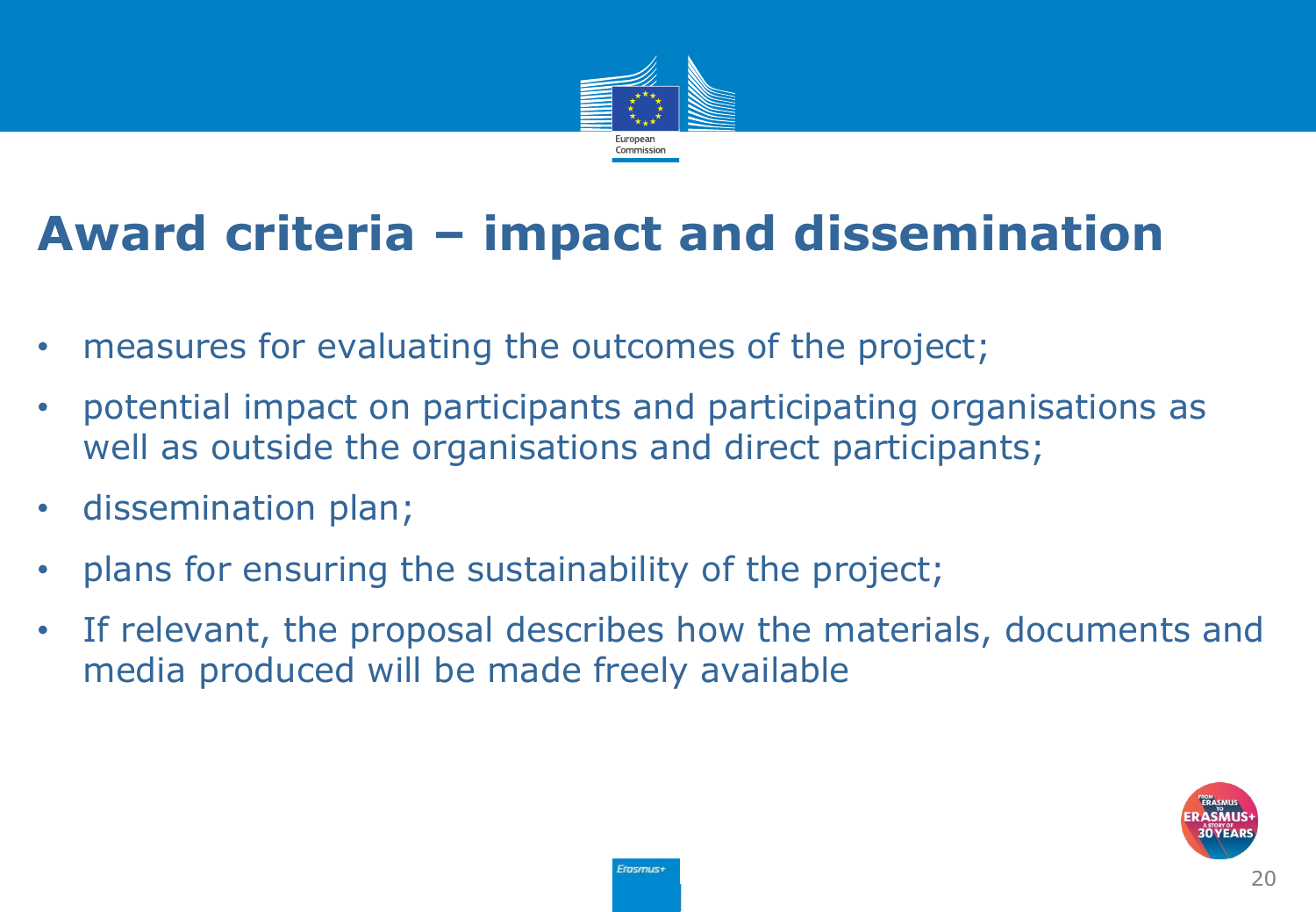# Award criteria – impact and dissemination

- measures for evaluating the outcomes of the project;
- potential impact on participants and participating organisations as well as outside the organisations and direct participants;
- dissemination plan;
- plans for ensuring the sustainability of the project;
- If relevant, the proposal describes how the materials, documents and media produced will be made freely available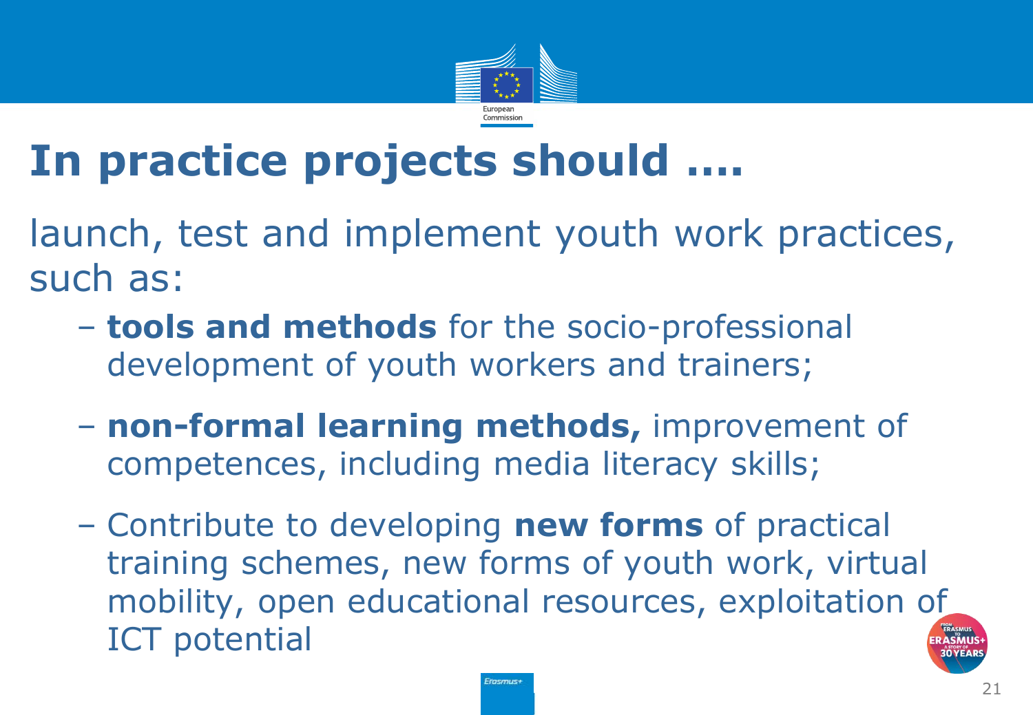# In practice projects should ....

launch, test and implement youth work practices, such as:

- **tools and methods** for the socio-professional development of youth workers and trainers;
- **non-formal learning methods,** improvement of competences, including media literacy skills;
- Contribute to developing **new forms** of practical training schemes, new forms of youth work, virtual mobility, open educational resources, exploitation of ICT potential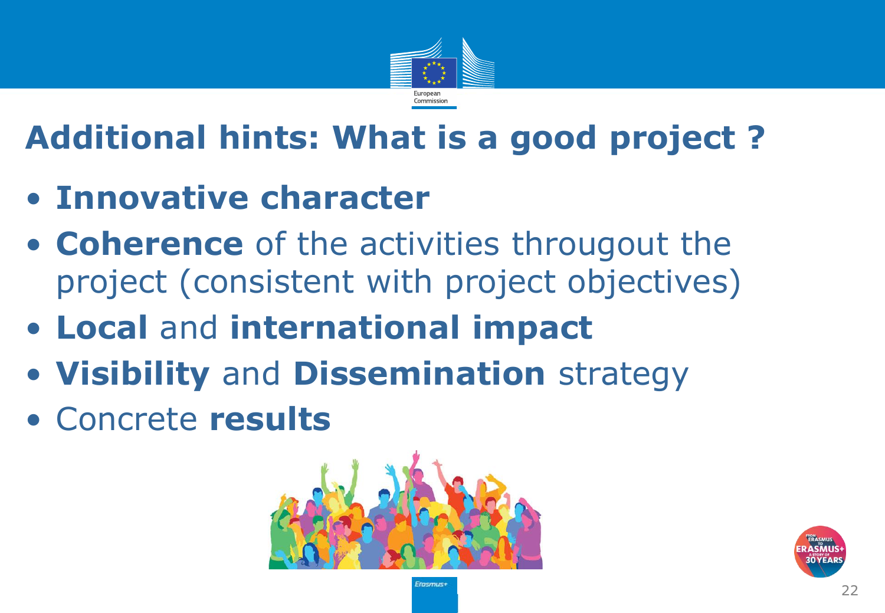# Additional hints: What is a good project ?

- **Innovative character**
- **Coherence** of the activities througout the project (consistent with project objectives)
- **Local** and **international impact**
- **Visibility** and **Dissemination** strategy
- Concrete **results**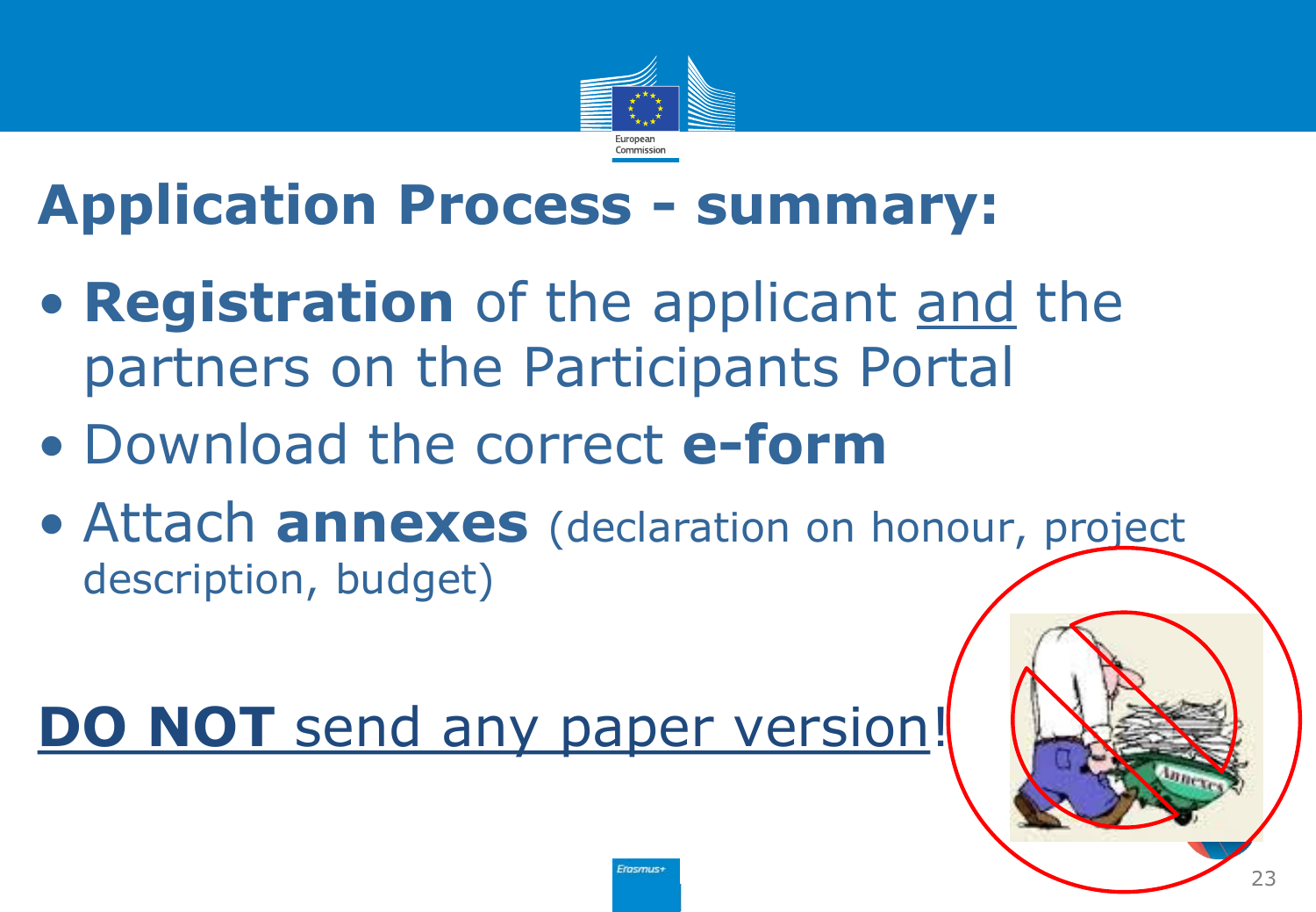# Application Process - summary:

- **Registration** of the applicant <u>and</u> the partners on the Participants Portal
- Download the correct **e-form**
- Attach **annexes** (declaration on honour, project description, budget)

<u>**DO NOT** send any paper version</u>!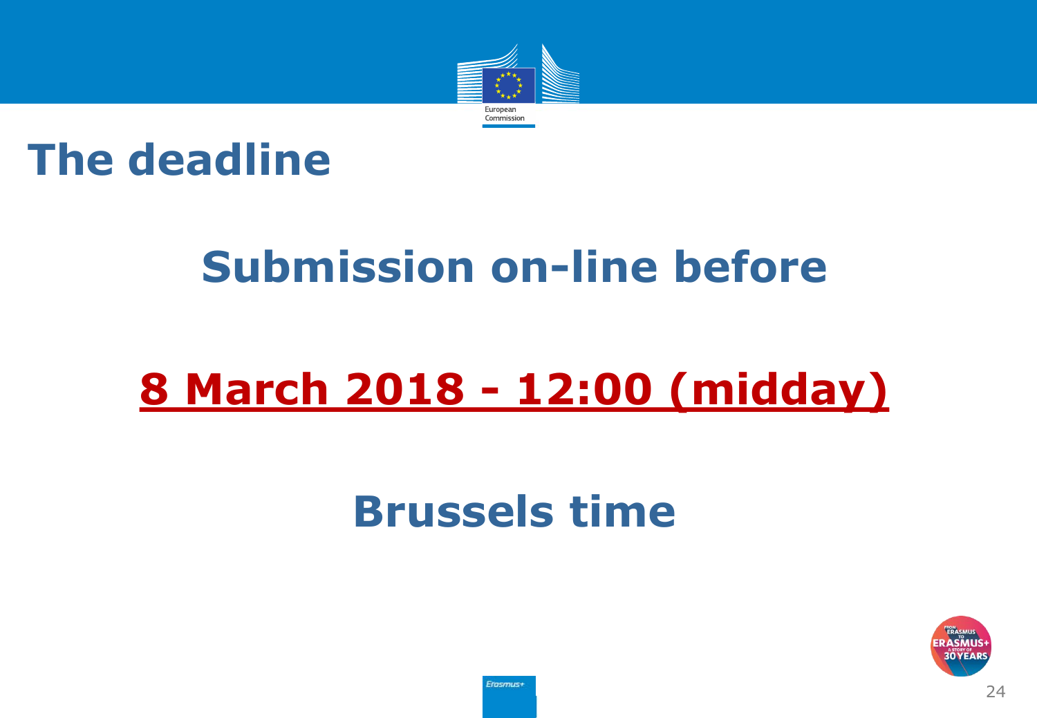# The deadline

## Submission on-line before

## 8 March 2018 - 12:00 (midday)

## Brussels time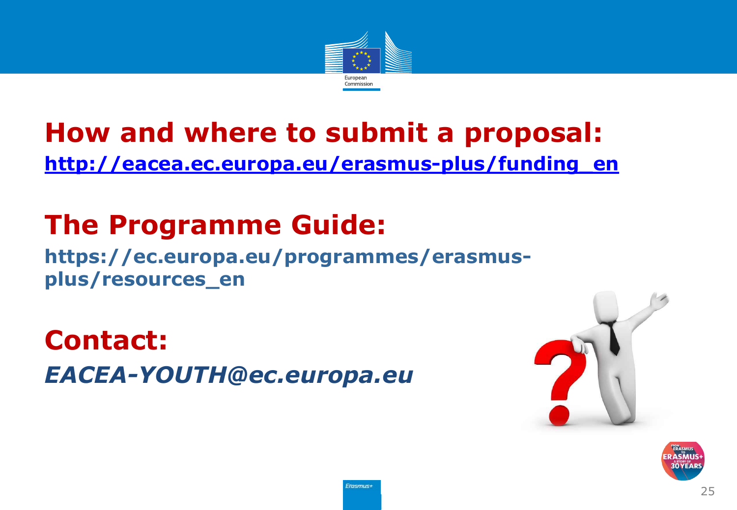## How and where to submit a proposal:

http://eacea.ec.europa.eu/erasmus-plus/funding_en

## The Programme Guide:

**https://ec.europa.eu/programmes/erasmus-plus/resources_en**

## Contact:

***EACEA-YOUTH@ec.europa.eu***